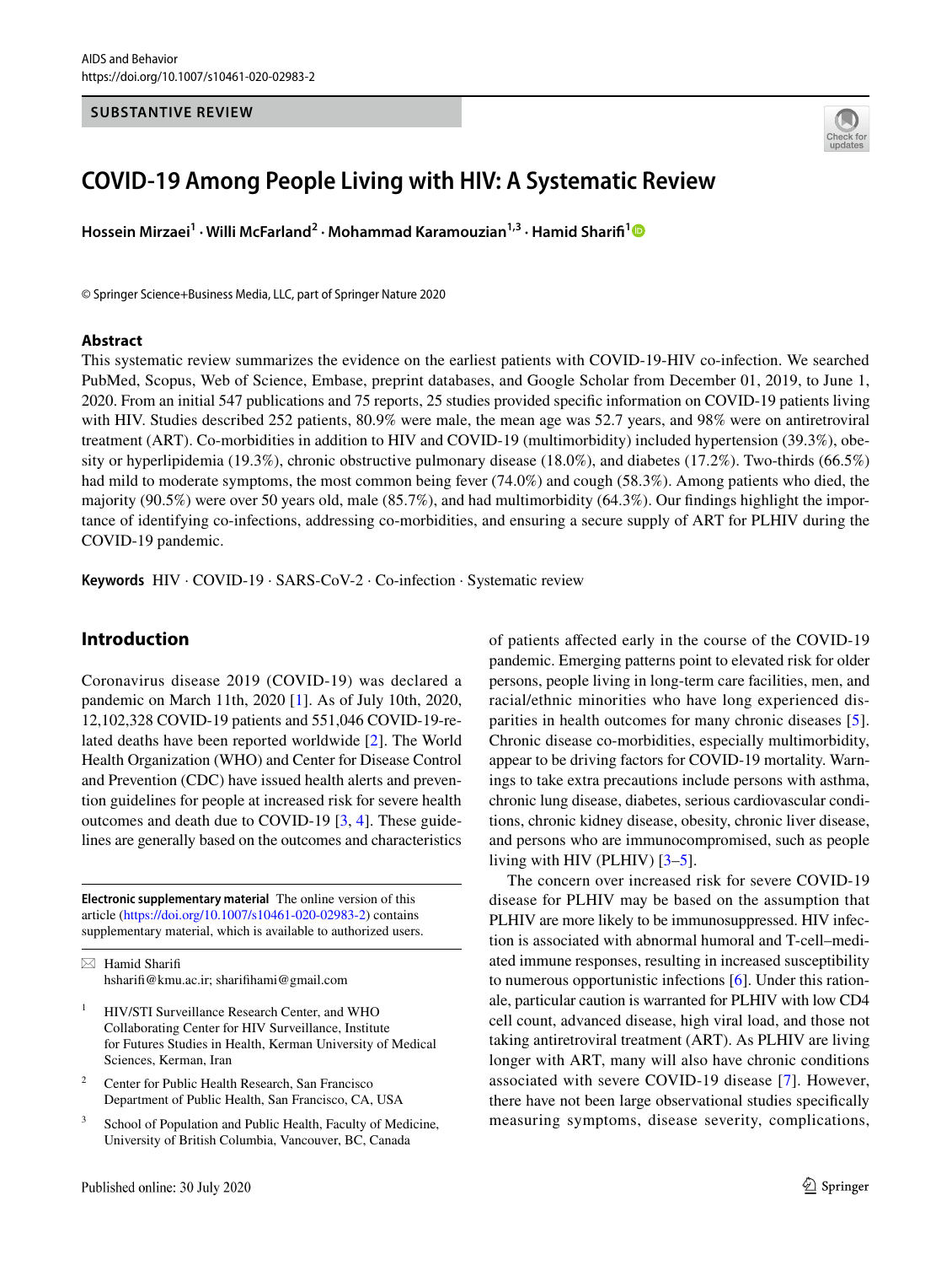SUBSTANTIVE REVIEW

# COVID-19 Among People Living with HIV: A Systematic Review

**Hossein Mirzaei[1] · Willi McFarland[2] · Mohammad Karamouzian[1,3] · Hamid Sharifi[1]**

© Springer Science+Business Media, LLC, part of Springer Nature 2020

## Abstract

This systematic review summarizes the evidence on the earliest patients with COVID-19-HIV co-infection. We searched PubMed, Scopus, Web of Science, Embase, preprint databases, and Google Scholar from December 01, 2019, to June 1, 2020. From an initial 547 publications and 75 reports, 25 studies provided specific information on COVID-19 patients living with HIV. Studies described 252 patients, 80.9% were male, the mean age was 52.7 years, and 98% were on antiretroviral treatment (ART). Co-morbidities in addition to HIV and COVID-19 (multimorbidity) included hypertension (39.3%), obesity or hyperlipidemia (19.3%), chronic obstructive pulmonary disease (18.0%), and diabetes (17.2%). Two-thirds (66.5%) had mild to moderate symptoms, the most common being fever (74.0%) and cough (58.3%). Among patients who died, the majority (90.5%) were over 50 years old, male (85.7%), and had multimorbidity (64.3%). Our findings highlight the importance of identifying co-infections, addressing co-morbidities, and ensuring a secure supply of ART for PLHIV during the COVID-19 pandemic.

**Keywords** HIV · COVID-19 · SARS-CoV-2 · Co-infection · Systematic review

## Introduction

Coronavirus disease 2019 (COVID-19) was declared a pandemic on March 11th, 2020 [1]. As of July 10th, 2020, 12,102,328 COVID-19 patients and 551,046 COVID-19-related deaths have been reported worldwide [2]. The World Health Organization (WHO) and Center for Disease Control and Prevention (CDC) have issued health alerts and prevention guidelines for people at increased risk for severe health outcomes and death due to COVID-19 [3, 4]. These guidelines are generally based on the outcomes and characteristics of patients affected early in the course of the COVID-19 pandemic. Emerging patterns point to elevated risk for older persons, people living in long-term care facilities, men, and racial/ethnic minorities who have long experienced disparities in health outcomes for many chronic diseases [5]. Chronic disease co-morbidities, especially multimorbidity, appear to be driving factors for COVID-19 mortality. Warnings to take extra precautions include persons with asthma, chronic lung disease, diabetes, serious cardiovascular conditions, chronic kidney disease, obesity, chronic liver disease, and persons who are immunocompromised, such as people living with HIV (PLHIV) [3–5].

The concern over increased risk for severe COVID-19 disease for PLHIV may be based on the assumption that PLHIV are more likely to be immunosuppressed. HIV infection is associated with abnormal humoral and T-cell–mediated immune responses, resulting in increased susceptibility to numerous opportunistic infections [6]. Under this rationale, particular caution is warranted for PLHIV with low CD4 cell count, advanced disease, high viral load, and those not taking antiretroviral treatment (ART). As PLHIV are living longer with ART, many will also have chronic conditions associated with severe COVID-19 disease [7]. However, there have not been large observational studies specifically measuring symptoms, disease severity, complications,

---

**Electronic supplementary material** The online version of this article (https://doi.org/10.1007/s10461-020-02983-2) contains supplementary material, which is available to authorized users.

✉ Hamid Sharifi
hsharifi@kmu.ac.ir; sharifihami@gmail.com

[1] HIV/STI Surveillance Research Center, and WHO Collaborating Center for HIV Surveillance, Institute for Futures Studies in Health, Kerman University of Medical Sciences, Kerman, Iran

[2] Center for Public Health Research, San Francisco Department of Public Health, San Francisco, CA, USA

[3] School of Population and Public Health, Faculty of Medicine, University of British Columbia, Vancouver, BC, Canada

Published online: 30 July 2020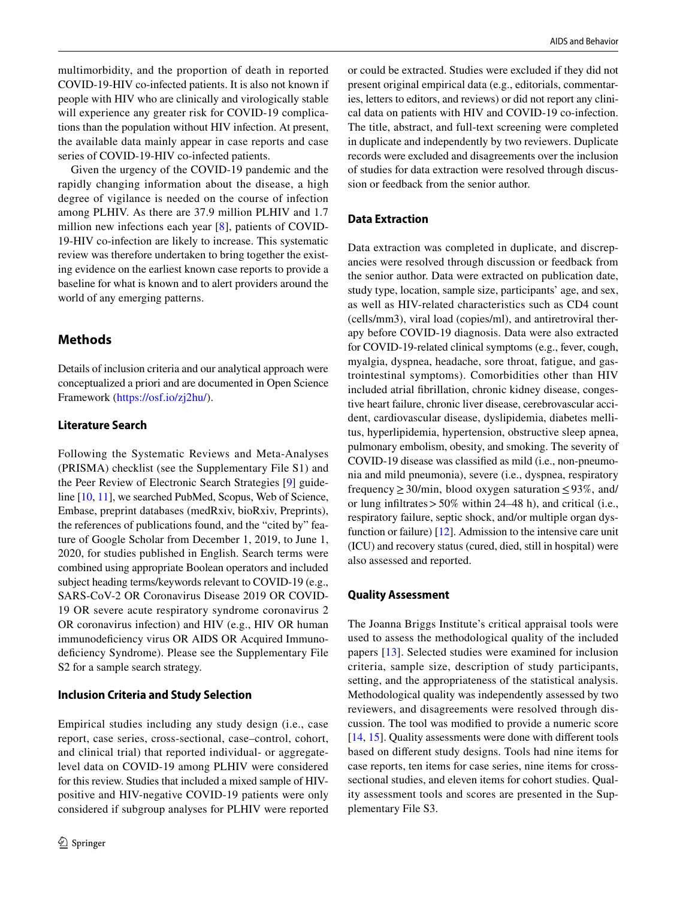multimorbidity, and the proportion of death in reported COVID-19-HIV co-infected patients. It is also not known if people with HIV who are clinically and virologically stable will experience any greater risk for COVID-19 complications than the population without HIV infection. At present, the available data mainly appear in case reports and case series of COVID-19-HIV co-infected patients.

Given the urgency of the COVID-19 pandemic and the rapidly changing information about the disease, a high degree of vigilance is needed on the course of infection among PLHIV. As there are 37.9 million PLHIV and 1.7 million new infections each year [8], patients of COVID-19-HIV co-infection are likely to increase. This systematic review was therefore undertaken to bring together the existing evidence on the earliest known case reports to provide a baseline for what is known and to alert providers around the world of any emerging patterns.

## Methods

Details of inclusion criteria and our analytical approach were conceptualized a priori and are documented in Open Science Framework (https://osf.io/zj2hu/).

### Literature Search

Following the Systematic Reviews and Meta-Analyses (PRISMA) checklist (see the Supplementary File S1) and the Peer Review of Electronic Search Strategies [9] guideline [10, 11], we searched PubMed, Scopus, Web of Science, Embase, preprint databases (medRxiv, bioRxiv, Preprints), the references of publications found, and the "cited by" feature of Google Scholar from December 1, 2019, to June 1, 2020, for studies published in English. Search terms were combined using appropriate Boolean operators and included subject heading terms/keywords relevant to COVID-19 (e.g., SARS-CoV-2 OR Coronavirus Disease 2019 OR COVID-19 OR severe acute respiratory syndrome coronavirus 2 OR coronavirus infection) and HIV (e.g., HIV OR human immunodeficiency virus OR AIDS OR Acquired Immunodeficiency Syndrome). Please see the Supplementary File S2 for a sample search strategy.

### Inclusion Criteria and Study Selection

Empirical studies including any study design (i.e., case report, case series, cross-sectional, case–control, cohort, and clinical trial) that reported individual- or aggregate-level data on COVID-19 among PLHIV were considered for this review. Studies that included a mixed sample of HIV-positive and HIV-negative COVID-19 patients were only considered if subgroup analyses for PLHIV were reported or could be extracted. Studies were excluded if they did not present original empirical data (e.g., editorials, commentaries, letters to editors, and reviews) or did not report any clinical data on patients with HIV and COVID-19 co-infection. The title, abstract, and full-text screening were completed in duplicate and independently by two reviewers. Duplicate records were excluded and disagreements over the inclusion of studies for data extraction were resolved through discussion or feedback from the senior author.

### Data Extraction

Data extraction was completed in duplicate, and discrepancies were resolved through discussion or feedback from the senior author. Data were extracted on publication date, study type, location, sample size, participants' age, and sex, as well as HIV-related characteristics such as CD4 count (cells/mm3), viral load (copies/ml), and antiretroviral therapy before COVID-19 diagnosis. Data were also extracted for COVID-19-related clinical symptoms (e.g., fever, cough, myalgia, dyspnea, headache, sore throat, fatigue, and gastrointestinal symptoms). Comorbidities other than HIV included atrial fibrillation, chronic kidney disease, congestive heart failure, chronic liver disease, cerebrovascular accident, cardiovascular disease, dyslipidemia, diabetes mellitus, hyperlipidemia, hypertension, obstructive sleep apnea, pulmonary embolism, obesity, and smoking. The severity of COVID-19 disease was classified as mild (i.e., non-pneumonia and mild pneumonia), severe (i.e., dyspnea, respiratory frequency $\geq$ 30/min, blood oxygen saturation $\leq$ 93%, and/or lung infiltrates > 50% within 24–48 h), and critical (i.e., respiratory failure, septic shock, and/or multiple organ dysfunction or failure) [12]. Admission to the intensive care unit (ICU) and recovery status (cured, died, still in hospital) were also assessed and reported.

### Quality Assessment

The Joanna Briggs Institute's critical appraisal tools were used to assess the methodological quality of the included papers [13]. Selected studies were examined for inclusion criteria, sample size, description of study participants, setting, and the appropriateness of the statistical analysis. Methodological quality was independently assessed by two reviewers, and disagreements were resolved through discussion. The tool was modified to provide a numeric score [14, 15]. Quality assessments were done with different tools based on different study designs. Tools had nine items for case reports, ten items for case series, nine items for cross-sectional studies, and eleven items for cohort studies. Quality assessment tools and scores are presented in the Supplementary File S3.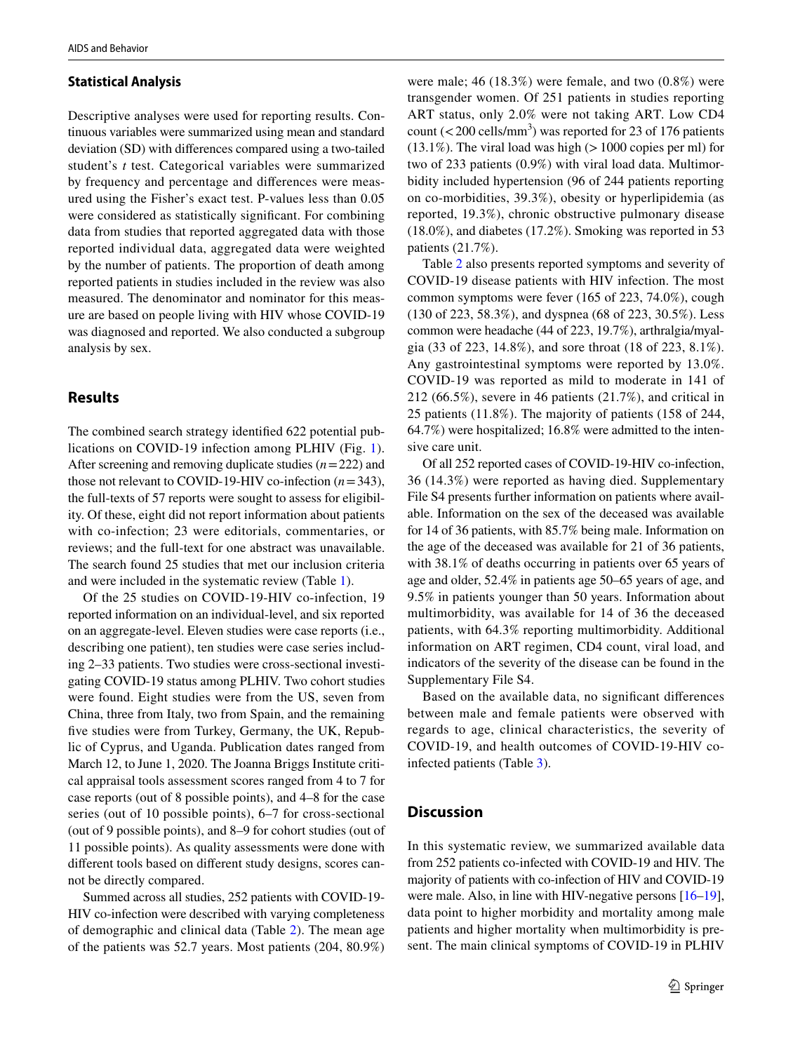### Statistical Analysis

Descriptive analyses were used for reporting results. Continuous variables were summarized using mean and standard deviation (SD) with differences compared using a two-tailed student's *t* test. Categorical variables were summarized by frequency and percentage and differences were measured using the Fisher's exact test. P-values less than 0.05 were considered as statistically significant. For combining data from studies that reported aggregated data with those reported individual data, aggregated data were weighted by the number of patients. The proportion of death among reported patients in studies included in the review was also measured. The denominator and nominator for this measure are based on people living with HIV whose COVID-19 was diagnosed and reported. We also conducted a subgroup analysis by sex.

## Results

The combined search strategy identified 622 potential publications on COVID-19 infection among PLHIV (Fig. 1). After screening and removing duplicate studies ($n = 222$) and those not relevant to COVID-19-HIV co-infection ($n = 343$), the full-texts of 57 reports were sought to assess for eligibility. Of these, eight did not report information about patients with co-infection; 23 were editorials, commentaries, or reviews; and the full-text for one abstract was unavailable. The search found 25 studies that met our inclusion criteria and were included in the systematic review (Table 1).

Of the 25 studies on COVID-19-HIV co-infection, 19 reported information on an individual-level, and six reported on an aggregate-level. Eleven studies were case reports (i.e., describing one patient), ten studies were case series including 2–33 patients. Two studies were cross-sectional investigating COVID-19 status among PLHIV. Two cohort studies were found. Eight studies were from the US, seven from China, three from Italy, two from Spain, and the remaining five studies were from Turkey, Germany, the UK, Republic of Cyprus, and Uganda. Publication dates ranged from March 12, to June 1, 2020. The Joanna Briggs Institute critical appraisal tools assessment scores ranged from 4 to 7 for case reports (out of 8 possible points), and 4–8 for the case series (out of 10 possible points), 6–7 for cross-sectional (out of 9 possible points), and 8–9 for cohort studies (out of 11 possible points). As quality assessments were done with different tools based on different study designs, scores cannot be directly compared.

Summed across all studies, 252 patients with COVID-19-HIV co-infection were described with varying completeness of demographic and clinical data (Table 2). The mean age of the patients was 52.7 years. Most patients (204, 80.9%) were male; 46 (18.3%) were female, and two (0.8%) were transgender women. Of 251 patients in studies reporting ART status, only 2.0% were not taking ART. Low CD4 count (< 200 cells/mm$^3$) was reported for 23 of 176 patients (13.1%). The viral load was high (> 1000 copies per ml) for two of 233 patients (0.9%) with viral load data. Multimorbidity included hypertension (96 of 244 patients reporting on co-morbidities, 39.3%), obesity or hyperlipidemia (as reported, 19.3%), chronic obstructive pulmonary disease (18.0%), and diabetes (17.2%). Smoking was reported in 53 patients (21.7%).

Table 2 also presents reported symptoms and severity of COVID-19 disease patients with HIV infection. The most common symptoms were fever (165 of 223, 74.0%), cough (130 of 223, 58.3%), and dyspnea (68 of 223, 30.5%). Less common were headache (44 of 223, 19.7%), arthralgia/myalgia (33 of 223, 14.8%), and sore throat (18 of 223, 8.1%). Any gastrointestinal symptoms were reported by 13.0%. COVID-19 was reported as mild to moderate in 141 of 212 (66.5%), severe in 46 patients (21.7%), and critical in 25 patients (11.8%). The majority of patients (158 of 244, 64.7%) were hospitalized; 16.8% were admitted to the intensive care unit.

Of all 252 reported cases of COVID-19-HIV co-infection, 36 (14.3%) were reported as having died. Supplementary File S4 presents further information on patients where available. Information on the sex of the deceased was available for 14 of 36 patients, with 85.7% being male. Information on the age of the deceased was available for 21 of 36 patients, with 38.1% of deaths occurring in patients over 65 years of age and older, 52.4% in patients age 50–65 years of age, and 9.5% in patients younger than 50 years. Information about multimorbidity, was available for 14 of 36 the deceased patients, with 64.3% reporting multimorbidity. Additional information on ART regimen, CD4 count, viral load, and indicators of the severity of the disease can be found in the Supplementary File S4.

Based on the available data, no significant differences between male and female patients were observed with regards to age, clinical characteristics, the severity of COVID-19, and health outcomes of COVID-19-HIV co-infected patients (Table 3).

## Discussion

In this systematic review, we summarized available data from 252 patients co-infected with COVID-19 and HIV. The majority of patients with co-infection of HIV and COVID-19 were male. Also, in line with HIV-negative persons [16–19], data point to higher morbidity and mortality among male patients and higher mortality when multimorbidity is present. The main clinical symptoms of COVID-19 in PLHIV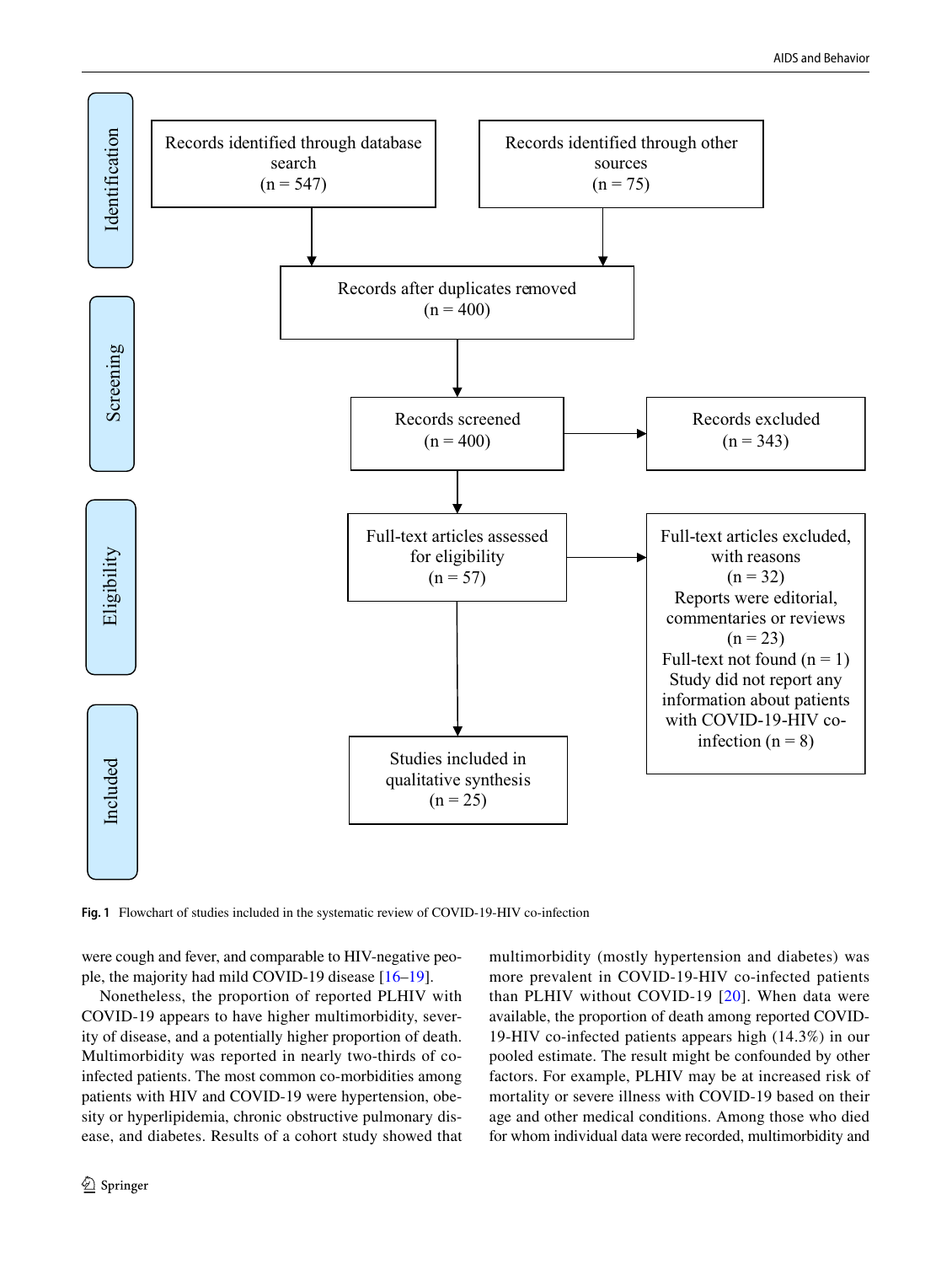**Identification**

- Records identified through database search (n = 547)
- Records identified through other sources (n = 75)

**Screening**

- Records after duplicates removed (n = 400)
- Records screened (n = 400)
- Records excluded (n = 343)

**Eligibility**

- Full-text articles assessed for eligibility (n = 57)
- Full-text articles excluded, with reasons (n = 32)
  - Reports were editorial, commentaries or reviews (n = 23)
  - Full-text not found (n = 1)
  - Study did not report any information about patients with COVID-19-HIV co-infection (n = 8)

**Included**

- Studies included in qualitative synthesis (n = 25)

**Fig. 1** Flowchart of studies included in the systematic review of COVID-19-HIV co-infection

were cough and fever, and comparable to HIV-negative people, the majority had mild COVID-19 disease [16–19].

Nonetheless, the proportion of reported PLHIV with COVID-19 appears to have higher multimorbidity, severity of disease, and a potentially higher proportion of death. Multimorbidity was reported in nearly two-thirds of co-infected patients. The most common co-morbidities among patients with HIV and COVID-19 were hypertension, obesity or hyperlipidemia, chronic obstructive pulmonary disease, and diabetes. Results of a cohort study showed that multimorbidity (mostly hypertension and diabetes) was more prevalent in COVID-19-HIV co-infected patients than PLHIV without COVID-19 [20]. When data were available, the proportion of death among reported COVID-19-HIV co-infected patients appears high (14.3%) in our pooled estimate. The result might be confounded by other factors. For example, PLHIV may be at increased risk of mortality or severe illness with COVID-19 based on their age and other medical conditions. Among those who died for whom individual data were recorded, multimorbidity and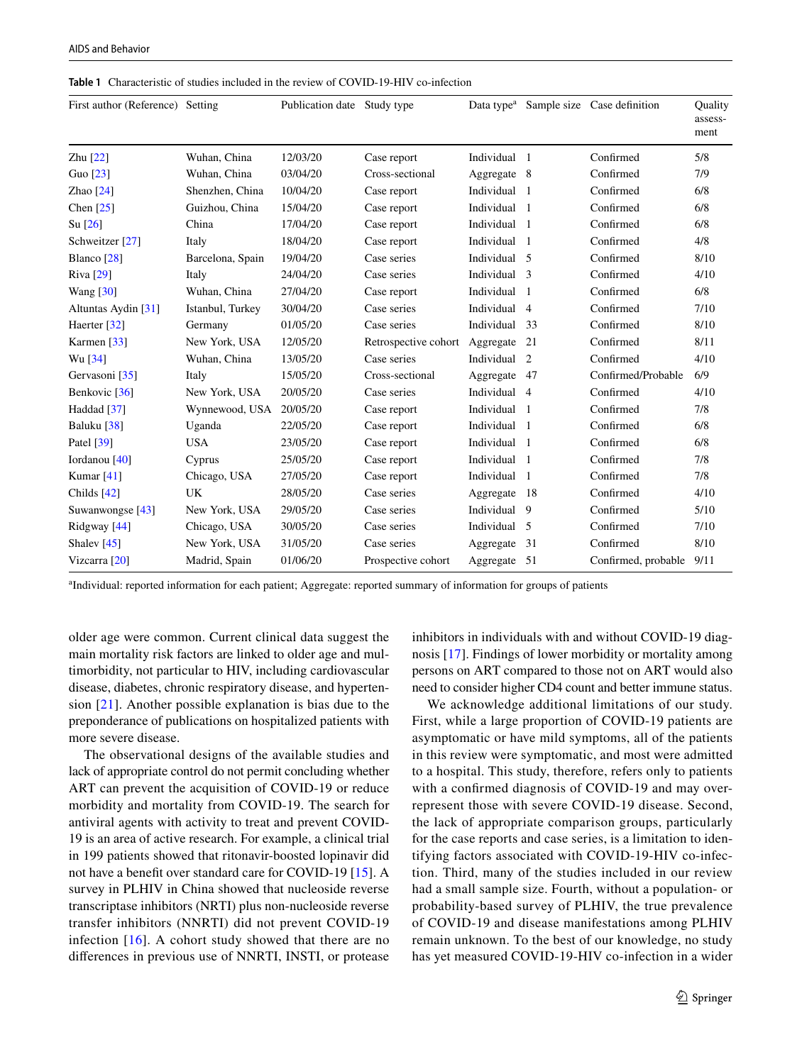**Table 1** Characteristic of studies included in the review of COVID-19-HIV co-infection

| First author (Reference) | Setting | Publication date | Study type | Data type[a] | Sample size | Case definition | Quality assessment |
|---|---|---|---|---|---|---|---|
| Zhu [22] | Wuhan, China | 12/03/20 | Case report | Individual | 1 | Confirmed | 5/8 |
| Guo [23] | Wuhan, China | 03/04/20 | Cross-sectional | Aggregate | 8 | Confirmed | 7/9 |
| Zhao [24] | Shenzhen, China | 10/04/20 | Case report | Individual | 1 | Confirmed | 6/8 |
| Chen [25] | Guizhou, China | 15/04/20 | Case report | Individual | 1 | Confirmed | 6/8 |
| Su [26] | China | 17/04/20 | Case report | Individual | 1 | Confirmed | 6/8 |
| Schweitzer [27] | Italy | 18/04/20 | Case report | Individual | 1 | Confirmed | 4/8 |
| Blanco [28] | Barcelona, Spain | 19/04/20 | Case series | Individual | 5 | Confirmed | 8/10 |
| Riva [29] | Italy | 24/04/20 | Case series | Individual | 3 | Confirmed | 4/10 |
| Wang [30] | Wuhan, China | 27/04/20 | Case report | Individual | 1 | Confirmed | 6/8 |
| Altuntas Aydin [31] | Istanbul, Turkey | 30/04/20 | Case series | Individual | 4 | Confirmed | 7/10 |
| Haerter [32] | Germany | 01/05/20 | Case series | Individual | 33 | Confirmed | 8/10 |
| Karmen [33] | New York, USA | 12/05/20 | Retrospective cohort | Aggregate | 21 | Confirmed | 8/11 |
| Wu [34] | Wuhan, China | 13/05/20 | Case series | Individual | 2 | Confirmed | 4/10 |
| Gervasoni [35] | Italy | 15/05/20 | Cross-sectional | Aggregate | 47 | Confirmed/Probable | 6/9 |
| Benkovic [36] | New York, USA | 20/05/20 | Case series | Individual | 4 | Confirmed | 4/10 |
| Haddad [37] | Wynnewood, USA | 20/05/20 | Case report | Individual | 1 | Confirmed | 7/8 |
| Baluku [38] | Uganda | 22/05/20 | Case report | Individual | 1 | Confirmed | 6/8 |
| Patel [39] | USA | 23/05/20 | Case report | Individual | 1 | Confirmed | 6/8 |
| Iordanou [40] | Cyprus | 25/05/20 | Case report | Individual | 1 | Confirmed | 7/8 |
| Kumar [41] | Chicago, USA | 27/05/20 | Case report | Individual | 1 | Confirmed | 7/8 |
| Childs [42] | UK | 28/05/20 | Case series | Aggregate | 18 | Confirmed | 4/10 |
| Suwanwongse [43] | New York, USA | 29/05/20 | Case series | Individual | 9 | Confirmed | 5/10 |
| Ridgway [44] | Chicago, USA | 30/05/20 | Case series | Individual | 5 | Confirmed | 7/10 |
| Shalev [45] | New York, USA | 31/05/20 | Case series | Aggregate | 31 | Confirmed | 8/10 |
| Vizcarra [20] | Madrid, Spain | 01/06/20 | Prospective cohort | Aggregate | 51 | Confirmed, probable | 9/11 |

[a]Individual: reported information for each patient; Aggregate: reported summary of information for groups of patients

older age were common. Current clinical data suggest the main mortality risk factors are linked to older age and multimorbidity, not particular to HIV, including cardiovascular disease, diabetes, chronic respiratory disease, and hypertension [21]. Another possible explanation is bias due to the preponderance of publications on hospitalized patients with more severe disease.

The observational designs of the available studies and lack of appropriate control do not permit concluding whether ART can prevent the acquisition of COVID-19 or reduce morbidity and mortality from COVID-19. The search for antiviral agents with activity to treat and prevent COVID-19 is an area of active research. For example, a clinical trial in 199 patients showed that ritonavir-boosted lopinavir did not have a benefit over standard care for COVID-19 [15]. A survey in PLHIV in China showed that nucleoside reverse transcriptase inhibitors (NRTI) plus non-nucleoside reverse transfer inhibitors (NNRTI) did not prevent COVID-19 infection [16]. A cohort study showed that there are no differences in previous use of NNRTI, INSTI, or protease inhibitors in individuals with and without COVID-19 diagnosis [17]. Findings of lower morbidity or mortality among persons on ART compared to those not on ART would also need to consider higher CD4 count and better immune status.

We acknowledge additional limitations of our study. First, while a large proportion of COVID-19 patients are asymptomatic or have mild symptoms, all of the patients in this review were symptomatic, and most were admitted to a hospital. This study, therefore, refers only to patients with a confirmed diagnosis of COVID-19 and may over-represent those with severe COVID-19 disease. Second, the lack of appropriate comparison groups, particularly for the case reports and case series, is a limitation to identifying factors associated with COVID-19-HIV co-infection. Third, many of the studies included in our review had a small sample size. Fourth, without a population- or probability-based survey of PLHIV, the true prevalence of COVID-19 and disease manifestations among PLHIV remain unknown. To the best of our knowledge, no study has yet measured COVID-19-HIV co-infection in a wider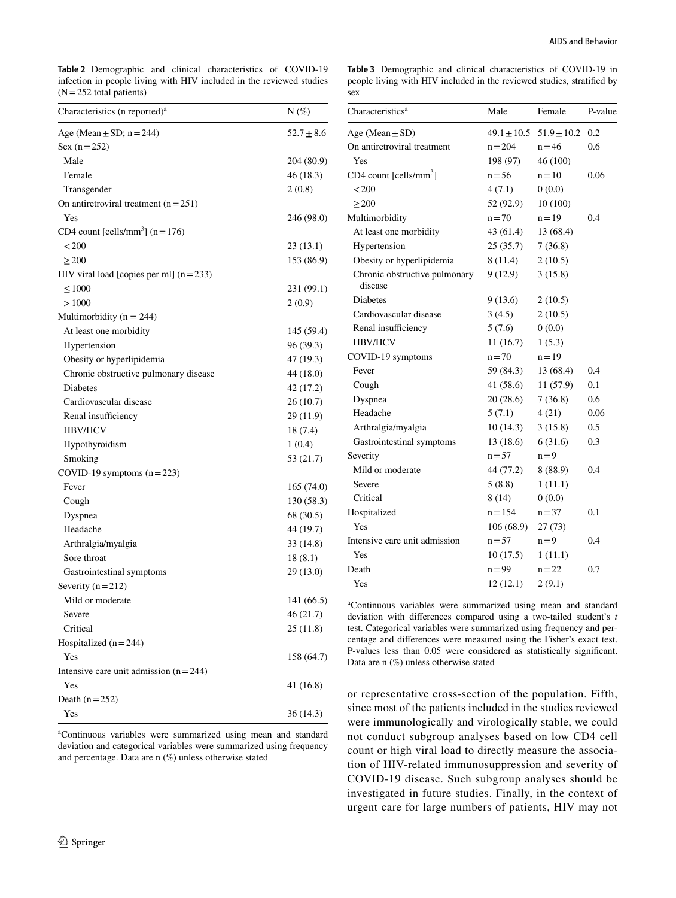**Table 2** Demographic and clinical characteristics of COVID-19 infection in people living with HIV included in the reviewed studies (N = 252 total patients)

| Characteristics (n reported)[a] | N (%) |
|---|---|
| Age (Mean ± SD; n = 244) | 52.7 ± 8.6 |
| Sex (n = 252) | |
| Male | 204 (80.9) |
| Female | 46 (18.3) |
| Transgender | 2 (0.8) |
| On antiretroviral treatment (n = 251) | |
| Yes | 246 (98.0) |
| CD4 count [cells/mm$^3$] (n = 176) | |
| < 200 | 23 (13.1) |
| ≥ 200 | 153 (86.9) |
| HIV viral load [copies per ml] (n = 233) | |
| ≤ 1000 | 231 (99.1) |
| > 1000 | 2 (0.9) |
| Multimorbidity (n = 244) | |
| At least one morbidity | 145 (59.4) |
| Hypertension | 96 (39.3) |
| Obesity or hyperlipidemia | 47 (19.3) |
| Chronic obstructive pulmonary disease | 44 (18.0) |
| Diabetes | 42 (17.2) |
| Cardiovascular disease | 26 (10.7) |
| Renal insufficiency | 29 (11.9) |
| HBV/HCV | 18 (7.4) |
| Hypothyroidism | 1 (0.4) |
| Smoking | 53 (21.7) |
| COVID-19 symptoms (n = 223) | |
| Fever | 165 (74.0) |
| Cough | 130 (58.3) |
| Dyspnea | 68 (30.5) |
| Headache | 44 (19.7) |
| Arthralgia/myalgia | 33 (14.8) |
| Sore throat | 18 (8.1) |
| Gastrointestinal symptoms | 29 (13.0) |
| Severity (n = 212) | |
| Mild or moderate | 141 (66.5) |
| Severe | 46 (21.7) |
| Critical | 25 (11.8) |
| Hospitalized (n = 244) | |
| Yes | 158 (64.7) |
| Intensive care unit admission (n = 244) | |
| Yes | 41 (16.8) |
| Death (n = 252) | |
| Yes | 36 (14.3) |

[a]Continuous variables were summarized using mean and standard deviation and categorical variables were summarized using frequency and percentage. Data are n (%) unless otherwise stated

**Table 3** Demographic and clinical characteristics of COVID-19 in people living with HIV included in the reviewed studies, stratified by sex

| Characteristics[a] | Male | Female | P-value |
|---|---|---|---|
| Age (Mean ± SD) | 49.1 ± 10.5 | 51.9 ± 10.2 | 0.2 |
| On antiretroviral treatment | n = 204 | n = 46 | 0.6 |
| Yes | 198 (97) | 46 (100) | |
| CD4 count [cells/mm$^3$] | n = 56 | n = 10 | 0.06 |
| < 200 | 4 (7.1) | 0 (0.0) | |
| ≥ 200 | 52 (92.9) | 10 (100) | |
| Multimorbidity | n = 70 | n = 19 | 0.4 |
| At least one morbidity | 43 (61.4) | 13 (68.4) | |
| Hypertension | 25 (35.7) | 7 (36.8) | |
| Obesity or hyperlipidemia | 8 (11.4) | 2 (10.5) | |
| Chronic obstructive pulmonary disease | 9 (12.9) | 3 (15.8) | |
| Diabetes | 9 (13.6) | 2 (10.5) | |
| Cardiovascular disease | 3 (4.5) | 2 (10.5) | |
| Renal insufficiency | 5 (7.6) | 0 (0.0) | |
| HBV/HCV | 11 (16.7) | 1 (5.3) | |
| COVID-19 symptoms | n = 70 | n = 19 | |
| Fever | 59 (84.3) | 13 (68.4) | 0.4 |
| Cough | 41 (58.6) | 11 (57.9) | 0.1 |
| Dyspnea | 20 (28.6) | 7 (36.8) | 0.6 |
| Headache | 5 (7.1) | 4 (21) | 0.06 |
| Arthralgia/myalgia | 10 (14.3) | 3 (15.8) | 0.5 |
| Gastrointestinal symptoms | 13 (18.6) | 6 (31.6) | 0.3 |
| Severity | n = 57 | n = 9 | |
| Mild or moderate | 44 (77.2) | 8 (88.9) | 0.4 |
| Severe | 5 (8.8) | 1 (11.1) | |
| Critical | 8 (14) | 0 (0.0) | |
| Hospitalized | n = 154 | n = 37 | 0.1 |
| Yes | 106 (68.9) | 27 (73) | |
| Intensive care unit admission | n = 57 | n = 9 | 0.4 |
| Yes | 10 (17.5) | 1 (11.1) | |
| Death | n = 99 | n = 22 | 0.7 |
| Yes | 12 (12.1) | 2 (9.1) | |

[a]Continuous variables were summarized using mean and standard deviation with differences compared using a two-tailed student's *t* test. Categorical variables were summarized using frequency and percentage and differences were measured using the Fisher's exact test. P-values less than 0.05 were considered as statistically significant. Data are n (%) unless otherwise stated

or representative cross-section of the population. Fifth, since most of the patients included in the studies reviewed were immunologically and virologically stable, we could not conduct subgroup analyses based on low CD4 cell count or high viral load to directly measure the association of HIV-related immunosuppression and severity of COVID-19 disease. Such subgroup analyses should be investigated in future studies. Finally, in the context of urgent care for large numbers of patients, HIV may not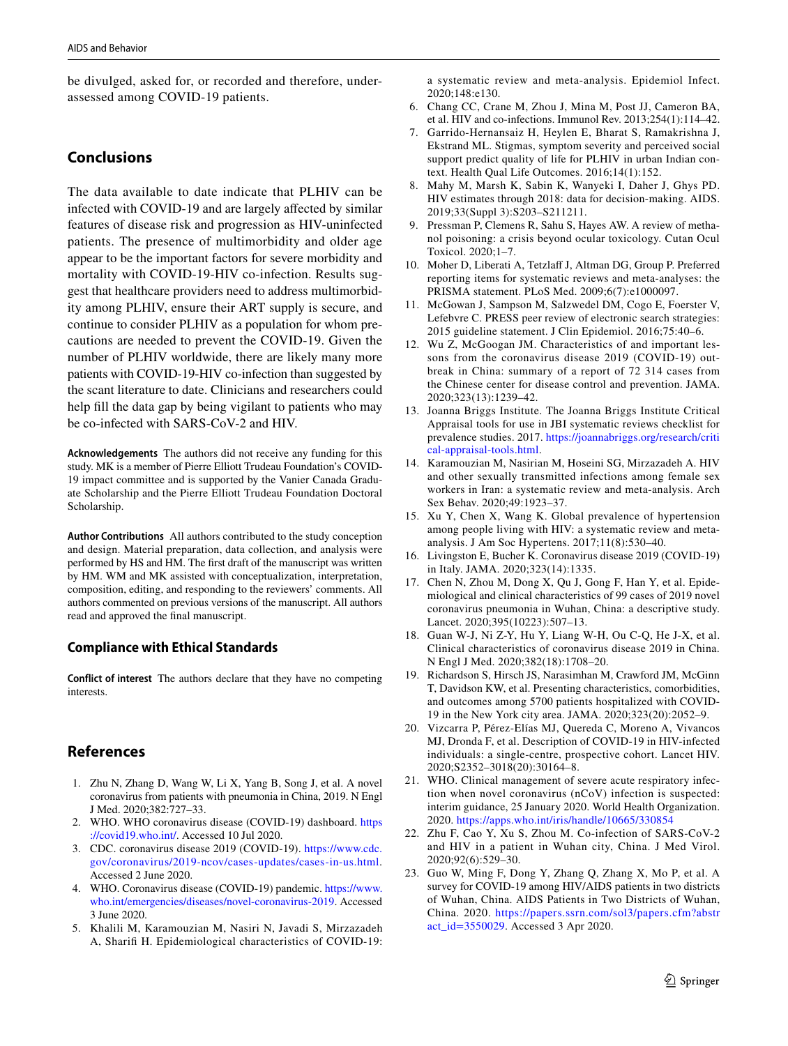be divulged, asked for, or recorded and therefore, under-assessed among COVID-19 patients.

## Conclusions

The data available to date indicate that PLHIV can be infected with COVID-19 and are largely affected by similar features of disease risk and progression as HIV-uninfected patients. The presence of multimorbidity and older age appear to be the important factors for severe morbidity and mortality with COVID-19-HIV co-infection. Results suggest that healthcare providers need to address multimorbidity among PLHIV, ensure their ART supply is secure, and continue to consider PLHIV as a population for whom precautions are needed to prevent the COVID-19. Given the number of PLHIV worldwide, there are likely many more patients with COVID-19-HIV co-infection than suggested by the scant literature to date. Clinicians and researchers could help fill the data gap by being vigilant to patients who may be co-infected with SARS-CoV-2 and HIV.

**Acknowledgements** The authors did not receive any funding for this study. MK is a member of Pierre Elliott Trudeau Foundation's COVID-19 impact committee and is supported by the Vanier Canada Graduate Scholarship and the Pierre Elliott Trudeau Foundation Doctoral Scholarship.

**Author Contributions** All authors contributed to the study conception and design. Material preparation, data collection, and analysis were performed by HS and HM. The first draft of the manuscript was written by HM. WM and MK assisted with conceptualization, interpretation, composition, editing, and responding to the reviewers' comments. All authors commented on previous versions of the manuscript. All authors read and approved the final manuscript.

### Compliance with Ethical Standards

**Conflict of interest** The authors declare that they have no competing interests.

## References

1. Zhu N, Zhang D, Wang W, Li X, Yang B, Song J, et al. A novel coronavirus from patients with pneumonia in China, 2019. N Engl J Med. 2020;382:727–33.
2. WHO. WHO coronavirus disease (COVID-19) dashboard. https://covid19.who.int/. Accessed 10 Jul 2020.
3. CDC. coronavirus disease 2019 (COVID-19). https://www.cdc.gov/coronavirus/2019-ncov/cases-updates/cases-in-us.html. Accessed 2 June 2020.
4. WHO. Coronavirus disease (COVID-19) pandemic. https://www.who.int/emergencies/diseases/novel-coronavirus-2019. Accessed 3 June 2020.
5. Khalili M, Karamouzian M, Nasiri N, Javadi S, Mirzazadeh A, Sharifi H. Epidemiological characteristics of COVID-19: a systematic review and meta-analysis. Epidemiol Infect. 2020;148:e130.
6. Chang CC, Crane M, Zhou J, Mina M, Post JJ, Cameron BA, et al. HIV and co-infections. Immunol Rev. 2013;254(1):114–42.
7. Garrido-Hernansaiz H, Heylen E, Bharat S, Ramakrishna J, Ekstrand ML. Stigmas, symptom severity and perceived social support predict quality of life for PLHIV in urban Indian context. Health Qual Life Outcomes. 2016;14(1):152.
8. Mahy M, Marsh K, Sabin K, Wanyeki I, Daher J, Ghys PD. HIV estimates through 2018: data for decision-making. AIDS. 2019;33(Suppl 3):S203–S211211.
9. Pressman P, Clemens R, Sahu S, Hayes AW. A review of methanol poisoning: a crisis beyond ocular toxicology. Cutan Ocul Toxicol. 2020;1–7.
10. Moher D, Liberati A, Tetzlaff J, Altman DG, Group P. Preferred reporting items for systematic reviews and meta-analyses: the PRISMA statement. PLoS Med. 2009;6(7):e1000097.
11. McGowan J, Sampson M, Salzwedel DM, Cogo E, Foerster V, Lefebvre C. PRESS peer review of electronic search strategies: 2015 guideline statement. J Clin Epidemiol. 2016;75:40–6.
12. Wu Z, McGoogan JM. Characteristics of and important lessons from the coronavirus disease 2019 (COVID-19) outbreak in China: summary of a report of 72 314 cases from the Chinese center for disease control and prevention. JAMA. 2020;323(13):1239–42.
13. Joanna Briggs Institute. The Joanna Briggs Institute Critical Appraisal tools for use in JBI systematic reviews checklist for prevalence studies. 2017. https://joannabriggs.org/research/critical-appraisal-tools.html.
14. Karamouzian M, Nasirian M, Hoseini SG, Mirzazadeh A. HIV and other sexually transmitted infections among female sex workers in Iran: a systematic review and meta-analysis. Arch Sex Behav. 2020;49:1923–37.
15. Xu Y, Chen X, Wang K. Global prevalence of hypertension among people living with HIV: a systematic review and meta-analysis. J Am Soc Hypertens. 2017;11(8):530–40.
16. Livingston E, Bucher K. Coronavirus disease 2019 (COVID-19) in Italy. JAMA. 2020;323(14):1335.
17. Chen N, Zhou M, Dong X, Qu J, Gong F, Han Y, et al. Epidemiological and clinical characteristics of 99 cases of 2019 novel coronavirus pneumonia in Wuhan, China: a descriptive study. Lancet. 2020;395(10223):507–13.
18. Guan W-J, Ni Z-Y, Hu Y, Liang W-H, Ou C-Q, He J-X, et al. Clinical characteristics of coronavirus disease 2019 in China. N Engl J Med. 2020;382(18):1708–20.
19. Richardson S, Hirsch JS, Narasimhan M, Crawford JM, McGinn T, Davidson KW, et al. Presenting characteristics, comorbidities, and outcomes among 5700 patients hospitalized with COVID-19 in the New York city area. JAMA. 2020;323(20):2052–9.
20. Vizcarra P, Pérez-Elías MJ, Quereda C, Moreno A, Vivancos MJ, Dronda F, et al. Description of COVID-19 in HIV-infected individuals: a single-centre, prospective cohort. Lancet HIV. 2020;S2352–3018(20):30164–8.
21. WHO. Clinical management of severe acute respiratory infection when novel coronavirus (nCoV) infection is suspected: interim guidance, 25 January 2020. World Health Organization. 2020. https://apps.who.int/iris/handle/10665/330854
22. Zhu F, Cao Y, Xu S, Zhou M. Co-infection of SARS-CoV-2 and HIV in a patient in Wuhan city, China. J Med Virol. 2020;92(6):529–30.
23. Guo W, Ming F, Dong Y, Zhang Q, Zhang X, Mo P, et al. A survey for COVID-19 among HIV/AIDS patients in two districts of Wuhan, China. AIDS Patients in Two Districts of Wuhan, China. 2020. https://papers.ssrn.com/sol3/papers.cfm?abstract_id=3550029. Accessed 3 Apr 2020.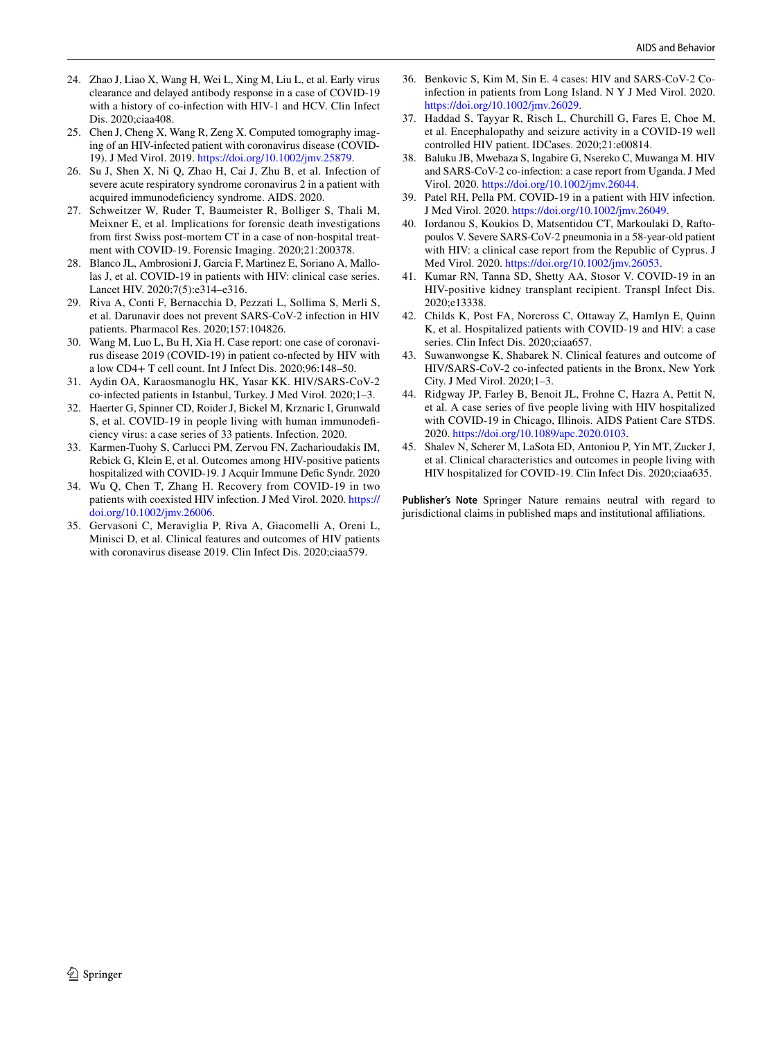24. Zhao J, Liao X, Wang H, Wei L, Xing M, Liu L, et al. Early virus clearance and delayed antibody response in a case of COVID-19 with a history of co-infection with HIV-1 and HCV. Clin Infect Dis. 2020;ciaa408.
25. Chen J, Cheng X, Wang R, Zeng X. Computed tomography imaging of an HIV-infected patient with coronavirus disease (COVID-19). J Med Virol. 2019. https://doi.org/10.1002/jmv.25879.
26. Su J, Shen X, Ni Q, Zhao H, Cai J, Zhu B, et al. Infection of severe acute respiratory syndrome coronavirus 2 in a patient with acquired immunodeficiency syndrome. AIDS. 2020.
27. Schweitzer W, Ruder T, Baumeister R, Bolliger S, Thali M, Meixner E, et al. Implications for forensic death investigations from first Swiss post-mortem CT in a case of non-hospital treatment with COVID-19. Forensic Imaging. 2020;21:200378.
28. Blanco JL, Ambrosioni J, Garcia F, Martinez E, Soriano A, Mallolas J, et al. COVID-19 in patients with HIV: clinical case series. Lancet HIV. 2020;7(5):e314–e316.
29. Riva A, Conti F, Bernacchia D, Pezzati L, Sollima S, Merli S, et al. Darunavir does not prevent SARS-CoV-2 infection in HIV patients. Pharmacol Res. 2020;157:104826.
30. Wang M, Luo L, Bu H, Xia H. Case report: one case of coronavirus disease 2019 (COVID-19) in patient co-nfected by HIV with a low CD4+ T cell count. Int J Infect Dis. 2020;96:148–50.
31. Aydin OA, Karaosmanoglu HK, Yasar KK. HIV/SARS-CoV-2 co-infected patients in Istanbul, Turkey. J Med Virol. 2020;1–3.
32. Haerter G, Spinner CD, Roider J, Bickel M, Krznaric I, Grunwald S, et al. COVID-19 in people living with human immunodeficiency virus: a case series of 33 patients. Infection. 2020.
33. Karmen-Tuohy S, Carlucci PM, Zervou FN, Zacharioudakis IM, Rebick G, Klein E, et al. Outcomes among HIV-positive patients hospitalized with COVID-19. J Acquir Immune Defic Syndr. 2020
34. Wu Q, Chen T, Zhang H. Recovery from COVID-19 in two patients with coexisted HIV infection. J Med Virol. 2020. https://doi.org/10.1002/jmv.26006.
35. Gervasoni C, Meraviglia P, Riva A, Giacomelli A, Oreni L, Minisci D, et al. Clinical features and outcomes of HIV patients with coronavirus disease 2019. Clin Infect Dis. 2020;ciaa579.
36. Benkovic S, Kim M, Sin E. 4 cases: HIV and SARS-CoV-2 Co-infection in patients from Long Island. N Y J Med Virol. 2020. https://doi.org/10.1002/jmv.26029.
37. Haddad S, Tayyar R, Risch L, Churchill G, Fares E, Choe M, et al. Encephalopathy and seizure activity in a COVID-19 well controlled HIV patient. IDCases. 2020;21:e00814.
38. Baluku JB, Mwebaza S, Ingabire G, Nsereko C, Muwanga M. HIV and SARS-CoV-2 co-infection: a case report from Uganda. J Med Virol. 2020. https://doi.org/10.1002/jmv.26044.
39. Patel RH, Pella PM. COVID-19 in a patient with HIV infection. J Med Virol. 2020. https://doi.org/10.1002/jmv.26049.
40. Iordanou S, Koukios D, Matsentidou CT, Markoulaki D, Raftopoulos V. Severe SARS-CoV-2 pneumonia in a 58-year-old patient with HIV: a clinical case report from the Republic of Cyprus. J Med Virol. 2020. https://doi.org/10.1002/jmv.26053.
41. Kumar RN, Tanna SD, Shetty AA, Stosor V. COVID-19 in an HIV-positive kidney transplant recipient. Transpl Infect Dis. 2020;e13338.
42. Childs K, Post FA, Norcross C, Ottaway Z, Hamlyn E, Quinn K, et al. Hospitalized patients with COVID-19 and HIV: a case series. Clin Infect Dis. 2020;ciaa657.
43. Suwanwongse K, Shabarek N. Clinical features and outcome of HIV/SARS-CoV-2 co-infected patients in the Bronx, New York City. J Med Virol. 2020;1–3.
44. Ridgway JP, Farley B, Benoit JL, Frohne C, Hazra A, Pettit N, et al. A case series of five people living with HIV hospitalized with COVID-19 in Chicago, Illinois. AIDS Patient Care STDS. 2020. https://doi.org/10.1089/apc.2020.0103.
45. Shalev N, Scherer M, LaSota ED, Antoniou P, Yin MT, Zucker J, et al. Clinical characteristics and outcomes in people living with HIV hospitalized for COVID-19. Clin Infect Dis. 2020;ciaa635.

**Publisher's Note** Springer Nature remains neutral with regard to jurisdictional claims in published maps and institutional affiliations.